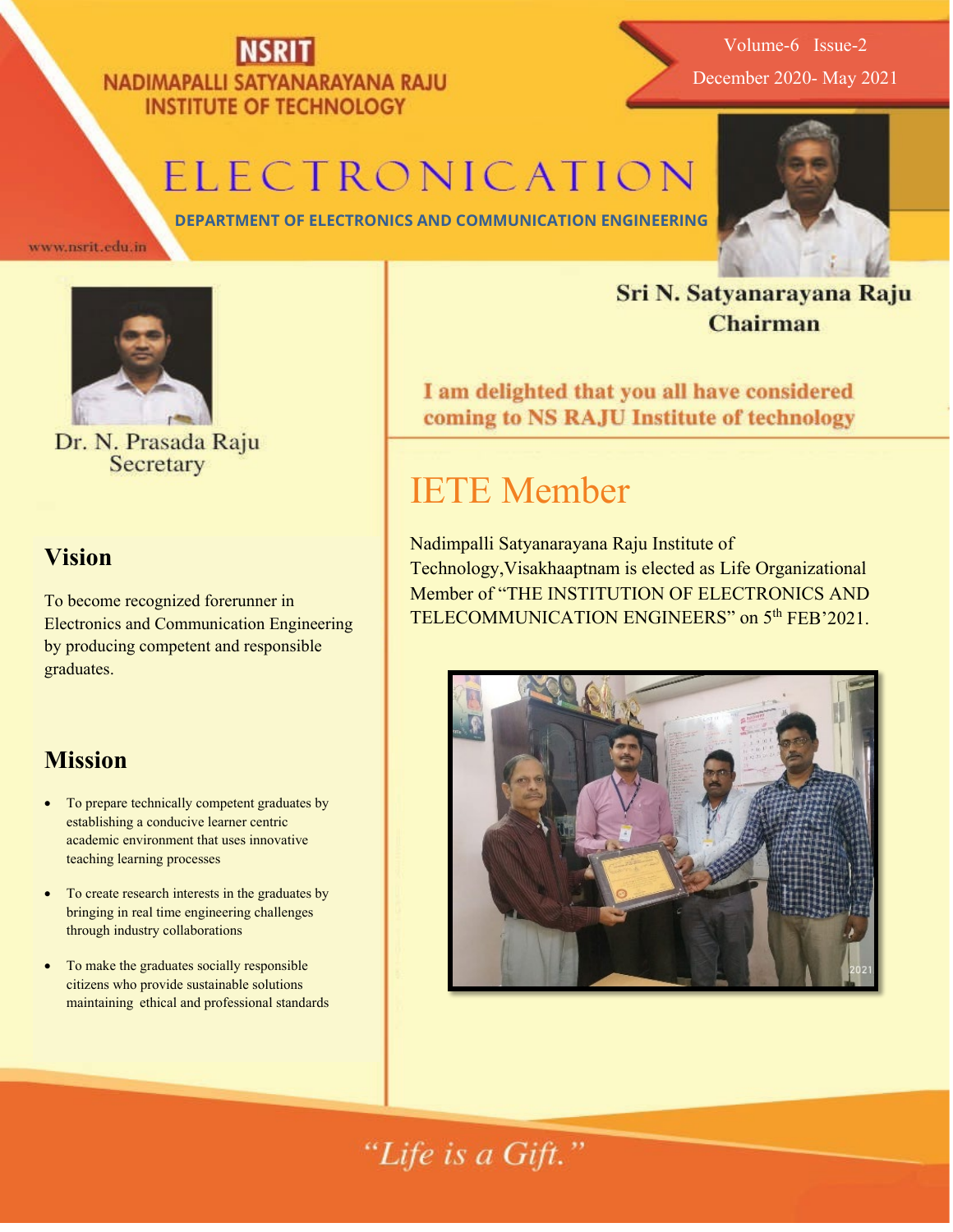**NSRIT**

**NADIMAPALLI SATYANARAYANA RAJU INSTITUTE OF TECHNOLOGY**

Volume-6 Issue-2

December 2020- May 2021

# ELECTRONICATION

**DEPARTMENT OF ELECTRONICS AND COMMUNICATION ENGINEERING**

www.nsrit.edu.in

**Sri N. Satyanarayana Raju**
**Chairman**

Dr. N. Prasada Raju
Secretary

**I am delighted that you all have considered coming to NS RAJU Institute of technology**

## Vision

To become recognized forerunner in Electronics and Communication Engineering by producing competent and responsible graduates.

## Mission

- To prepare technically competent graduates by establishing a conducive learner centric academic environment that uses innovative teaching learning processes
- To create research interests in the graduates by bringing in real time engineering challenges through industry collaborations
- To make the graduates socially responsible citizens who provide sustainable solutions maintaining ethical and professional standards

# IETE Member

Nadimpalli Satyanarayana Raju Institute of Technology,Visakhaaptnam is elected as Life Organizational Member of "THE INSTITUTION OF ELECTRONICS AND TELECOMMUNICATION ENGINEERS" on 5th FEB'2021.

*"Life is a Gift."*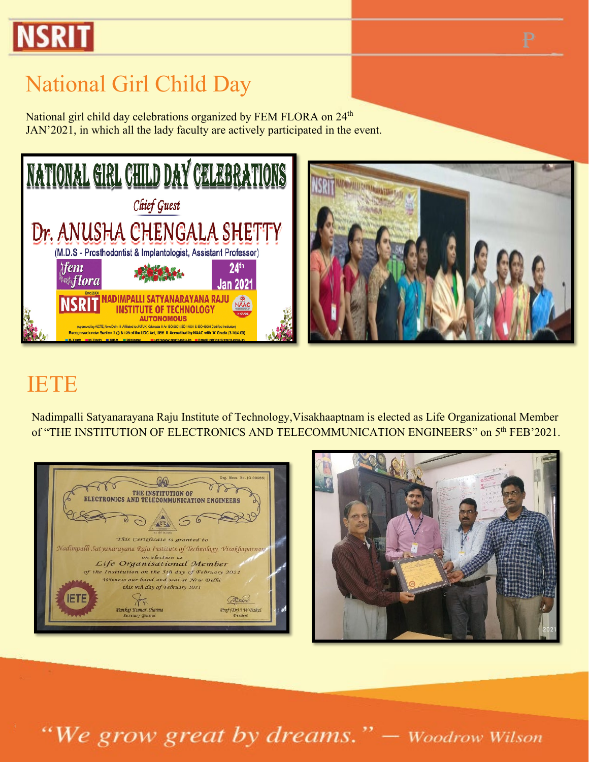# National Girl Child Day

National girl child day celebrations organized by FEM FLORA on 24th JAN'2021, in which all the lady faculty are actively participated in the event.

# IETE

Nadimpalli Satyanarayana Raju Institute of Technology,Visakhaaptnam is elected as Life Organizational Member of "THE INSTITUTION OF ELECTRONICS AND TELECOMMUNICATION ENGINEERS" on 5th FEB'2021.

"We grow great by dreams." — Woodrow Wilson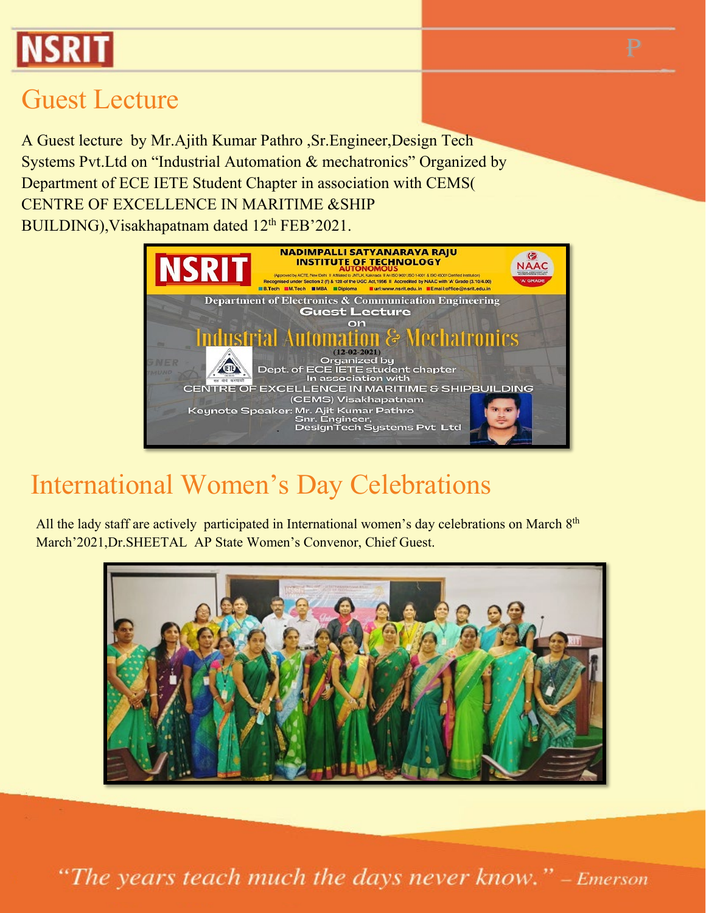## Guest Lecture

A Guest lecture by Mr.Ajith Kumar Pathro ,Sr.Engineer,Design Tech Systems Pvt.Ltd on "Industrial Automation & mechatronics" Organized by Department of ECE IETE Student Chapter in association with CEMS( CENTRE OF EXCELLENCE IN MARITIME &SHIP BUILDING),Visakhapatnam dated 12th FEB'2021.

## International Women's Day Celebrations

All the lady staff are actively participated in International women's day celebrations on March 8th March'2021,Dr.SHEETAL AP State Women's Convenor, Chief Guest.

*"The years teach much the days never know." – Emerson*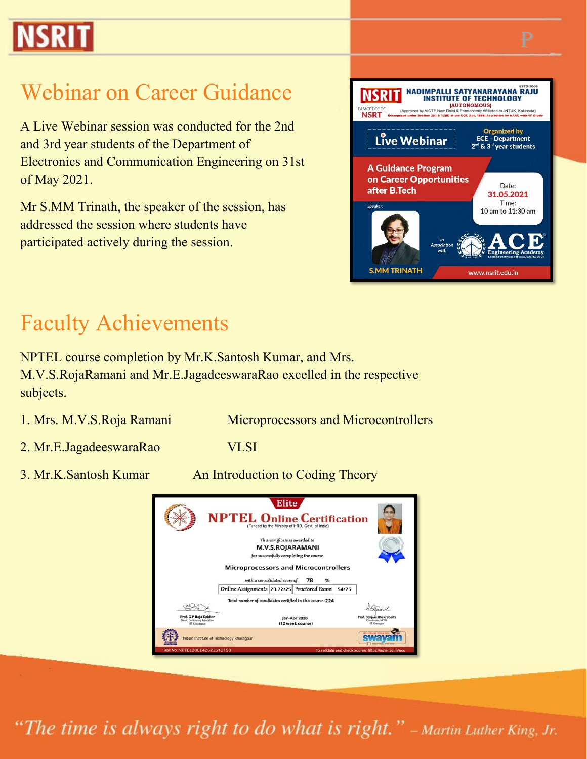# Webinar on Career Guidance

A Live Webinar session was conducted for the 2nd and 3rd year students of the Department of Electronics and Communication Engineering on 31st of May 2021.

Mr S.MM Trinath, the speaker of the session, has addressed the session where students have participated actively during the session.

# Faculty Achievements

NPTEL course completion by Mr.K.Santosh Kumar, and Mrs. M.V.S.RojaRamani and Mr.E.JagadeeswaraRao excelled in the respective subjects.

| | |
|---|---|
| 1. Mrs. M.V.S.Roja Ramani | Microprocessors and Microcontrollers |
| 2. Mr.E.JagadeeswaraRao | VLSI |
| 3. Mr.K.Santosh Kumar | An Introduction to Coding Theory |

*"The time is always right to do what is right." – Martin Luther King, Jr.*